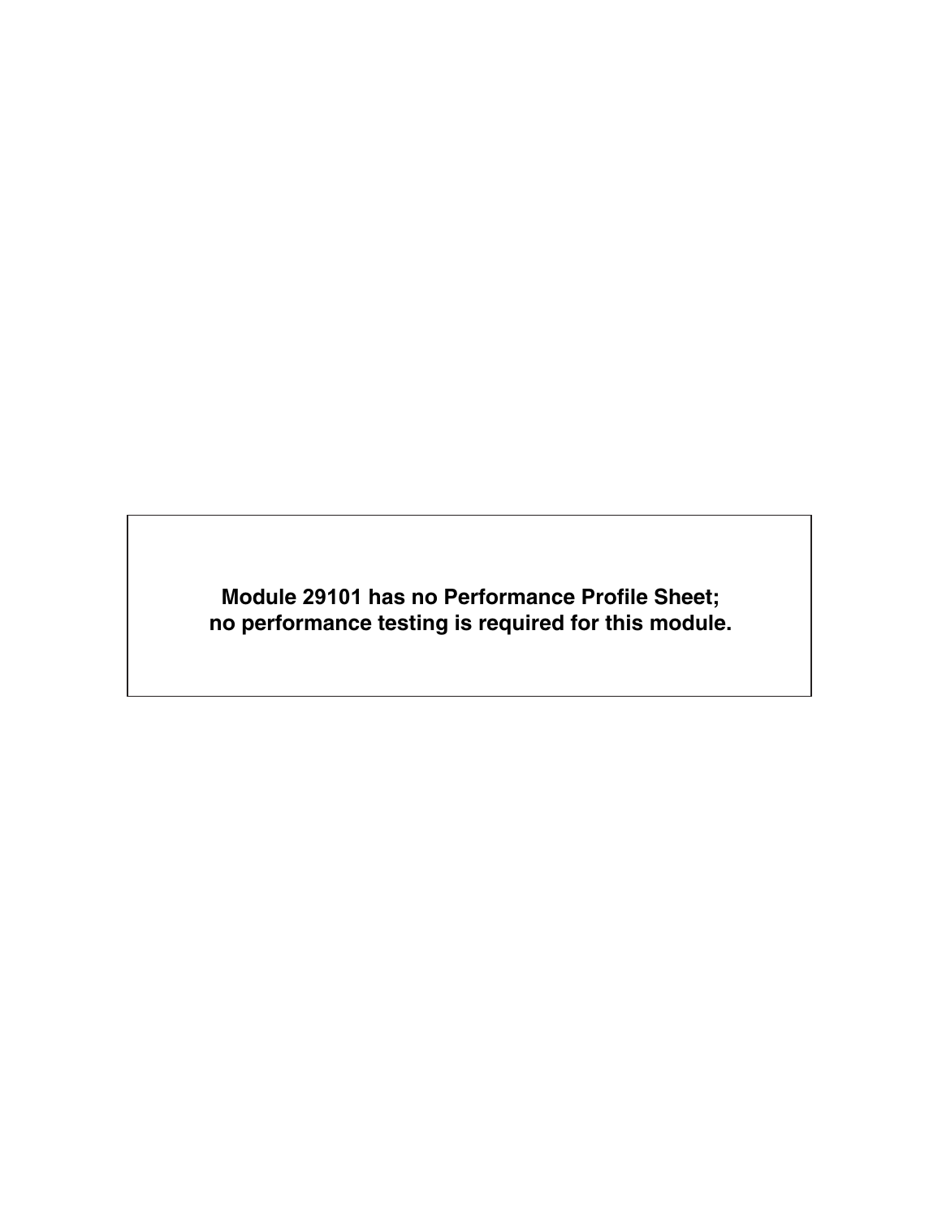**Module 29101 has no Performance Profile Sheet;**
**no performance testing is required for this module.**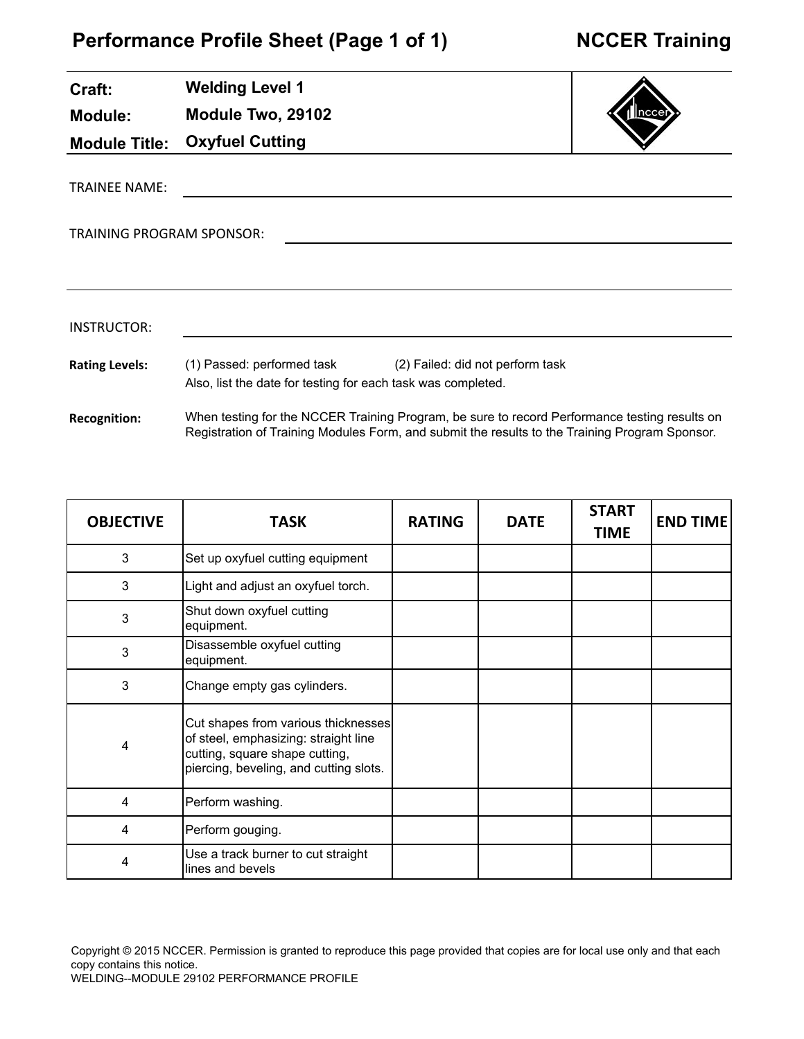# Performance Profile Sheet (Page 1 of 1)

**NCCER Training**

**Craft:** Welding Level 1

**Module:** Module Two, 29102

**Module Title:** Oxyfuel Cutting

TRAINEE NAME: ______________________________

TRAINING PROGRAM SPONSOR: ______________________________

INSTRUCTOR: ______________________________

**Rating Levels:** (1) Passed: performed task (2) Failed: did not perform task
Also, list the date for testing for each task was completed.

**Recognition:** When testing for the NCCER Training Program, be sure to record Performance testing results on Registration of Training Modules Form, and submit the results to the Training Program Sponsor.

| OBJECTIVE | TASK | RATING | DATE | START TIME | END TIME |
|---|---|---|---|---|---|
| 3 | Set up oxyfuel cutting equipment | | | | |
| 3 | Light and adjust an oxyfuel torch. | | | | |
| 3 | Shut down oxyfuel cutting equipment. | | | | |
| 3 | Disassemble oxyfuel cutting equipment. | | | | |
| 3 | Change empty gas cylinders. | | | | |
| 4 | Cut shapes from various thicknesses of steel, emphasizing: straight line cutting, square shape cutting, piercing, beveling, and cutting slots. | | | | |
| 4 | Perform washing. | | | | |
| 4 | Perform gouging. | | | | |
| 4 | Use a track burner to cut straight lines and bevels | | | | |

Copyright © 2015 NCCER. Permission is granted to reproduce this page provided that copies are for local use only and that each copy contains this notice.
WELDING--MODULE 29102 PERFORMANCE PROFILE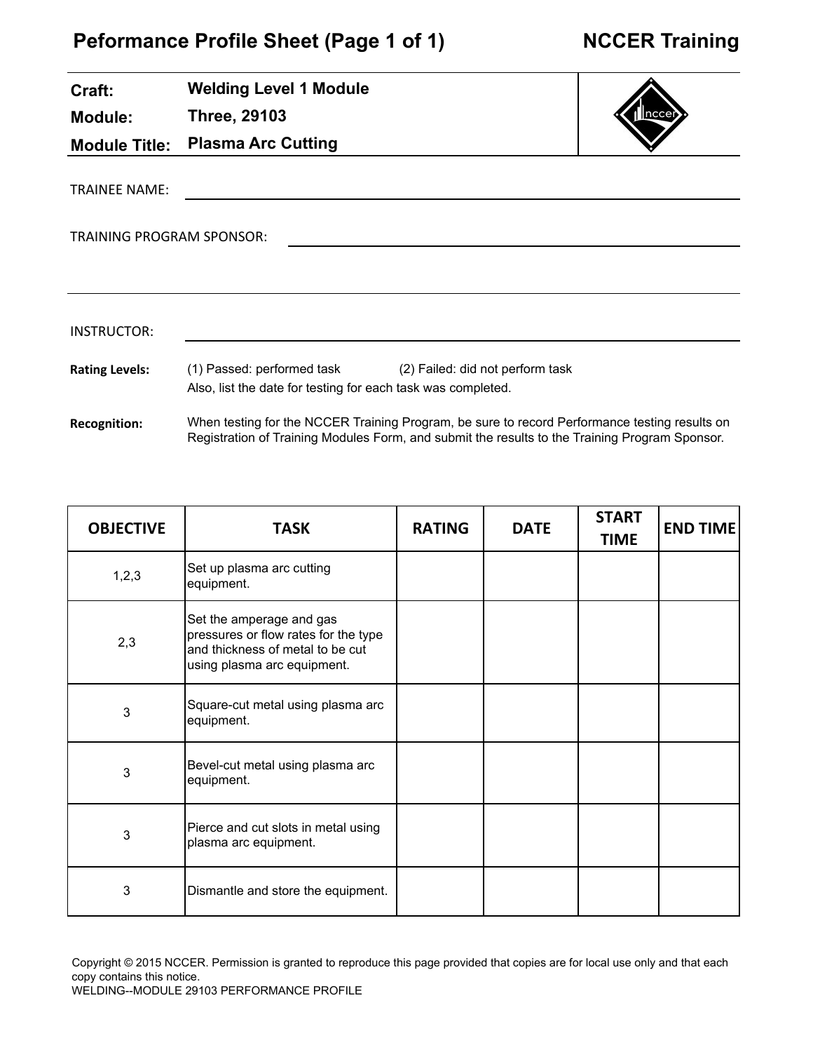# Peformance Profile Sheet (Page 1 of 1)

## NCCER Training

**Craft:** Welding Level 1 Module

**Module:** Three, 29103

**Module Title:** Plasma Arc Cutting

TRAINEE NAME: ______________________________

TRAINING PROGRAM SPONSOR: ______________________________

INSTRUCTOR: ______________________________

**Rating Levels:** (1) Passed: performed task (2) Failed: did not perform task
Also, list the date for testing for each task was completed.

**Recognition:** When testing for the NCCER Training Program, be sure to record Performance testing results on Registration of Training Modules Form, and submit the results to the Training Program Sponsor.

| OBJECTIVE | TASK | RATING | DATE | START TIME | END TIME |
|---|---|---|---|---|---|
| 1,2,3 | Set up plasma arc cutting equipment. | | | | |
| 2,3 | Set the amperage and gas pressures or flow rates for the type and thickness of metal to be cut using plasma arc equipment. | | | | |
| 3 | Square-cut metal using plasma arc equipment. | | | | |
| 3 | Bevel-cut metal using plasma arc equipment. | | | | |
| 3 | Pierce and cut slots in metal using plasma arc equipment. | | | | |
| 3 | Dismantle and store the equipment. | | | | |

Copyright © 2015 NCCER. Permission is granted to reproduce this page provided that copies are for local use only and that each copy contains this notice.
WELDING--MODULE 29103 PERFORMANCE PROFILE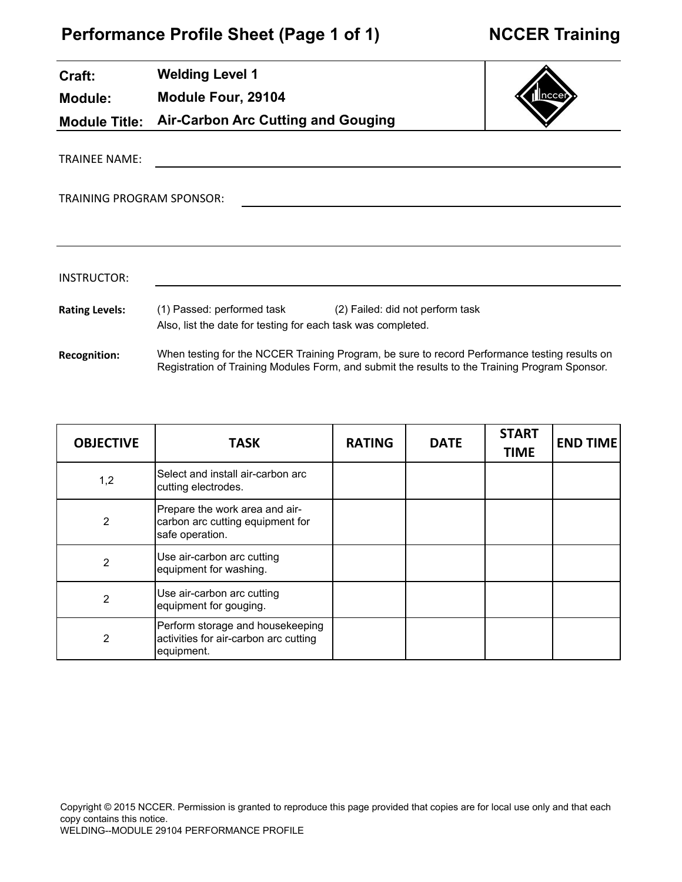# Performance Profile Sheet (Page 1 of 1)

**NCCER Training**

| | |
|---|---|
| **Craft:** | **Welding Level 1** |
| **Module:** | **Module Four, 29104** |
| **Module Title:** | **Air-Carbon Arc Cutting and Gouging** |

TRAINEE NAME: ______________________________

TRAINING PROGRAM SPONSOR: ______________________________

INSTRUCTOR: ______________________________

**Rating Levels:** (1) Passed: performed task (2) Failed: did not perform task
Also, list the date for testing for each task was completed.

**Recognition:** When testing for the NCCER Training Program, be sure to record Performance testing results on Registration of Training Modules Form, and submit the results to the Training Program Sponsor.

| OBJECTIVE | TASK | RATING | DATE | START TIME | END TIME |
|---|---|---|---|---|---|
| 1,2 | Select and install air-carbon arc cutting electrodes. | | | | |
| 2 | Prepare the work area and air-carbon arc cutting equipment for safe operation. | | | | |
| 2 | Use air-carbon arc cutting equipment for washing. | | | | |
| 2 | Use air-carbon arc cutting equipment for gouging. | | | | |
| 2 | Perform storage and housekeeping activities for air-carbon arc cutting equipment. | | | | |

Copyright © 2015 NCCER. Permission is granted to reproduce this page provided that copies are for local use only and that each copy contains this notice.
WELDING--MODULE 29104 PERFORMANCE PROFILE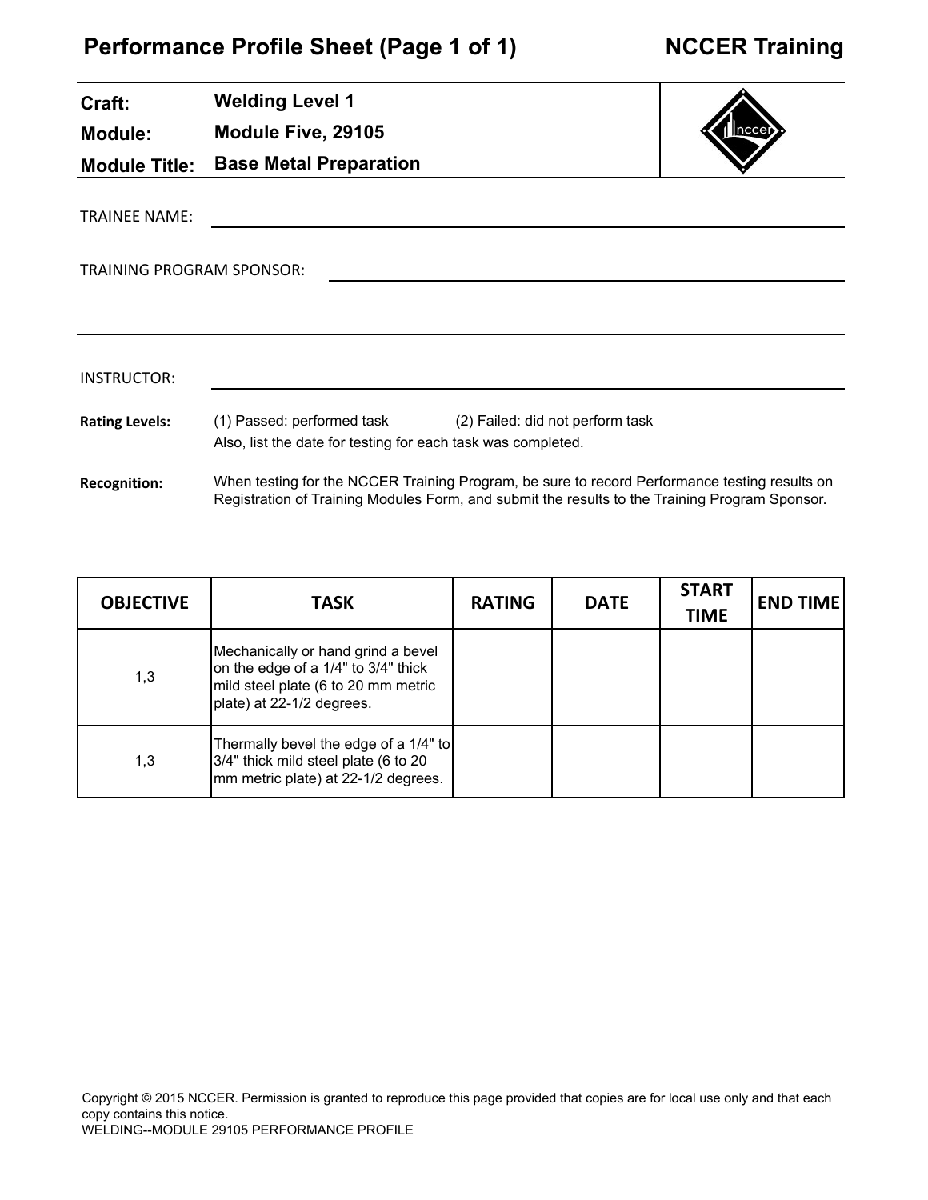# Performance Profile Sheet (Page 1 of 1)

**NCCER Training**

**Craft:** Welding Level 1

**Module:** Module Five, 29105

**Module Title:** Base Metal Preparation

TRAINEE NAME: ____________________

TRAINING PROGRAM SPONSOR: ____________________

INSTRUCTOR: ____________________

**Rating Levels:** (1) Passed: performed task (2) Failed: did not perform task
Also, list the date for testing for each task was completed.

**Recognition:** When testing for the NCCER Training Program, be sure to record Performance testing results on Registration of Training Modules Form, and submit the results to the Training Program Sponsor.

| OBJECTIVE | TASK | RATING | DATE | START TIME | END TIME |
|---|---|---|---|---|---|
| 1,3 | Mechanically or hand grind a bevel on the edge of a 1/4" to 3/4" thick mild steel plate (6 to 20 mm metric plate) at 22-1/2 degrees. | | | | |
| 1,3 | Thermally bevel the edge of a 1/4" to 3/4" thick mild steel plate (6 to 20 mm metric plate) at 22-1/2 degrees. | | | | |

Copyright © 2015 NCCER. Permission is granted to reproduce this page provided that copies are for local use only and that each copy contains this notice.
WELDING--MODULE 29105 PERFORMANCE PROFILE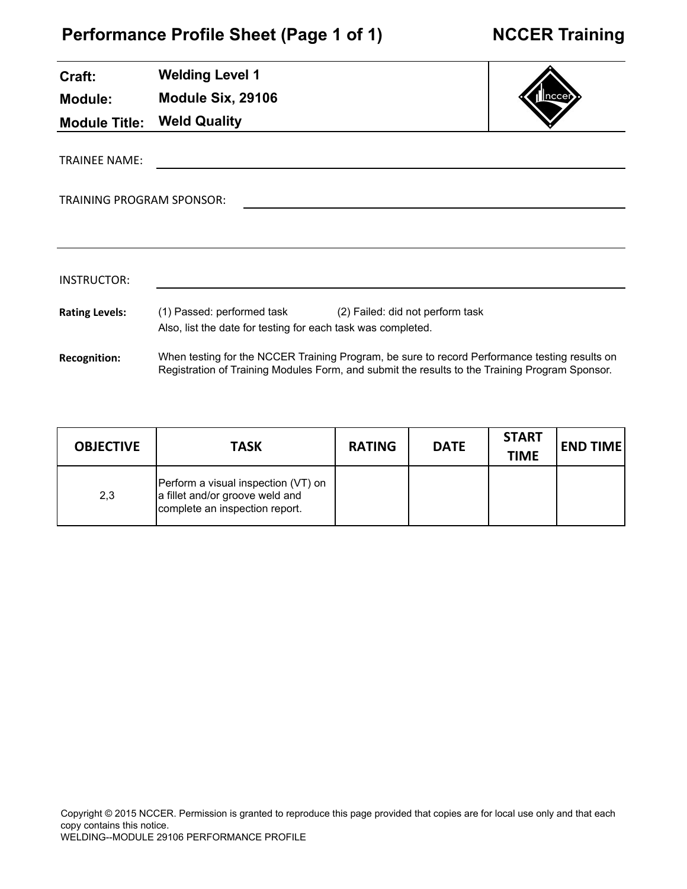# Performance Profile Sheet (Page 1 of 1)

**NCCER Training**

**Craft:** Welding Level 1
**Module:** Module Six, 29106
**Module Title:** Weld Quality

TRAINEE NAME: ______________________________

TRAINING PROGRAM SPONSOR: ______________________________

INSTRUCTOR: ______________________________

**Rating Levels:** (1) Passed: performed task (2) Failed: did not perform task
Also, list the date for testing for each task was completed.

**Recognition:** When testing for the NCCER Training Program, be sure to record Performance testing results on Registration of Training Modules Form, and submit the results to the Training Program Sponsor.

| OBJECTIVE | TASK | RATING | DATE | START TIME | END TIME |
|---|---|---|---|---|---|
| 2,3 | Perform a visual inspection (VT) on a fillet and/or groove weld and complete an inspection report. | | | | |

Copyright © 2015 NCCER. Permission is granted to reproduce this page provided that copies are for local use only and that each copy contains this notice.
WELDING--MODULE 29106 PERFORMANCE PROFILE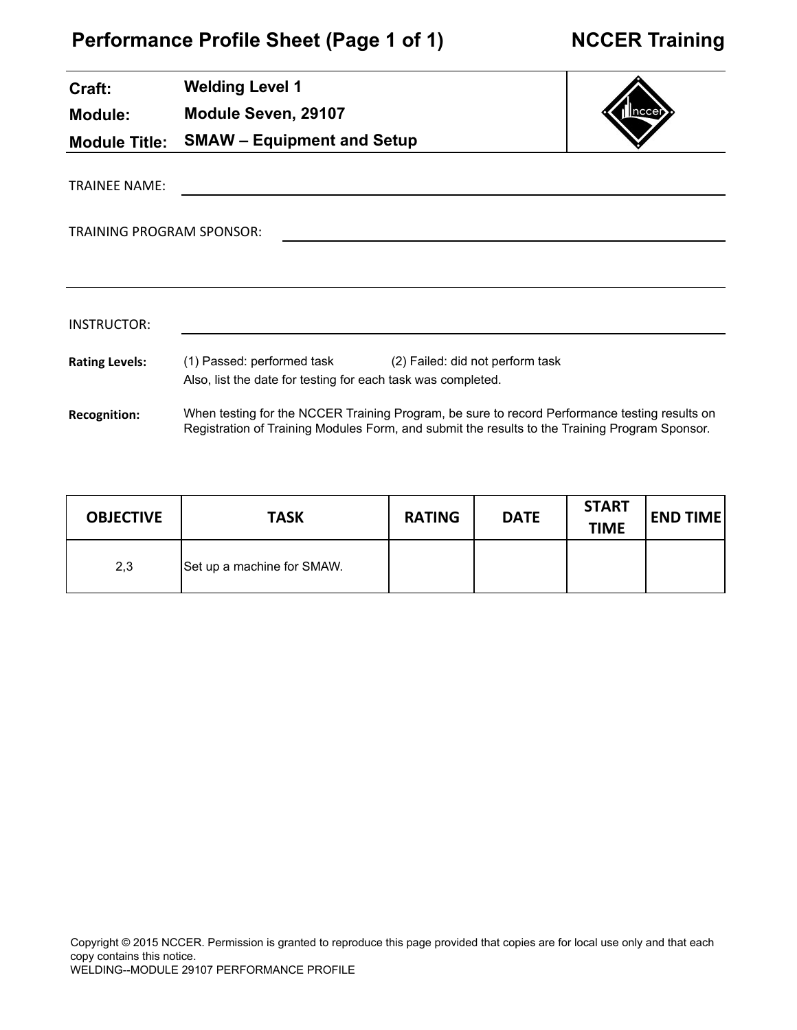# Performance Profile Sheet (Page 1 of 1) — NCCER Training

**Craft:** Welding Level 1
**Module:** Module Seven, 29107
**Module Title:** SMAW – Equipment and Setup

TRAINEE NAME: ______________________________

TRAINING PROGRAM SPONSOR: ______________________________

INSTRUCTOR: ______________________________

**Rating Levels:** (1) Passed: performed task (2) Failed: did not perform task
Also, list the date for testing for each task was completed.

**Recognition:** When testing for the NCCER Training Program, be sure to record Performance testing results on Registration of Training Modules Form, and submit the results to the Training Program Sponsor.

| OBJECTIVE | TASK | RATING | DATE | START TIME | END TIME |
|---|---|---|---|---|---|
| 2,3 | Set up a machine for SMAW. | | | | |

Copyright © 2015 NCCER. Permission is granted to reproduce this page provided that copies are for local use only and that each copy contains this notice.
WELDING--MODULE 29107 PERFORMANCE PROFILE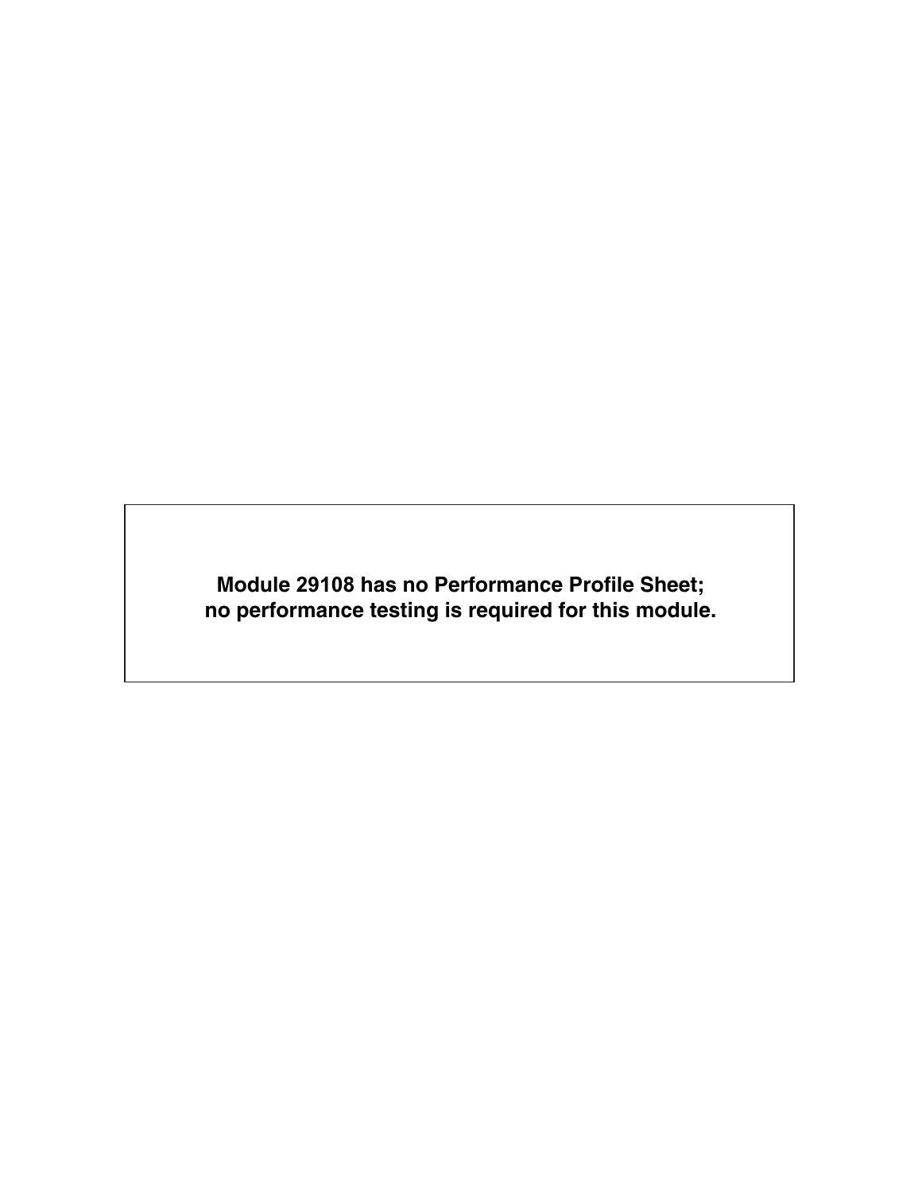**Module 29108 has no Performance Profile Sheet;**
**no performance testing is required for this module.**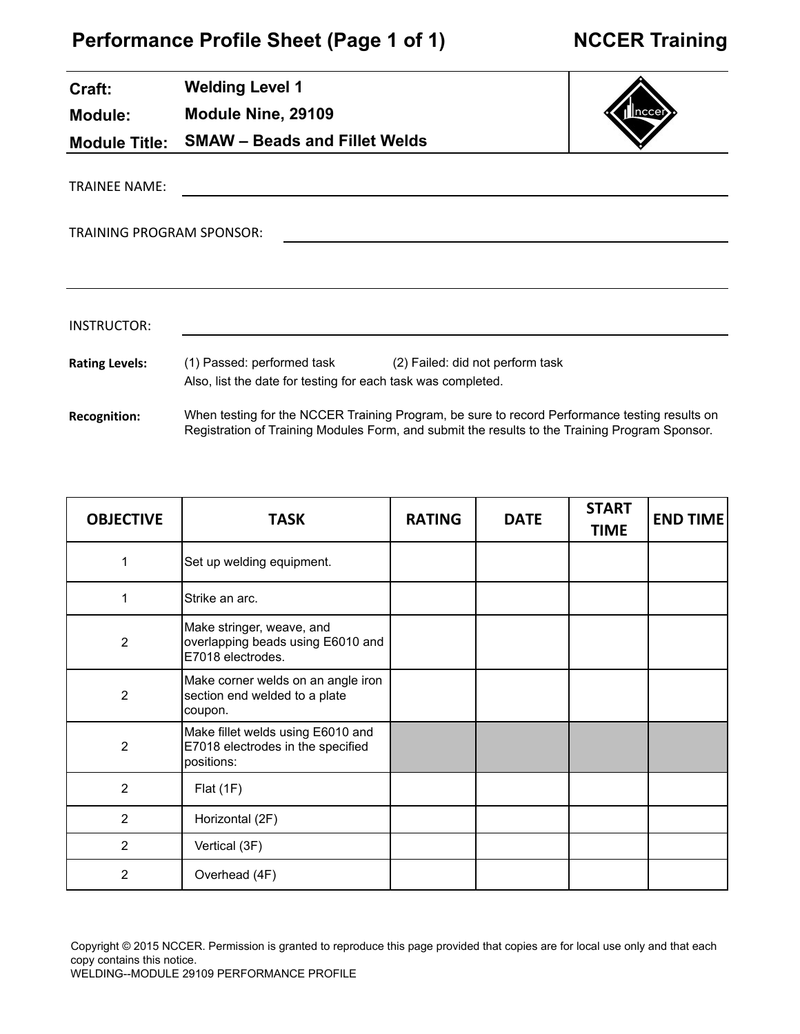# Performance Profile Sheet (Page 1 of 1) — NCCER Training

**Craft:** Welding Level 1

**Module:** Module Nine, 29109

**Module Title:** SMAW – Beads and Fillet Welds

TRAINEE NAME: ______________________________

TRAINING PROGRAM SPONSOR: ______________________________

INSTRUCTOR: ______________________________

**Rating Levels:** (1) Passed: performed task (2) Failed: did not perform task
Also, list the date for testing for each task was completed.

**Recognition:** When testing for the NCCER Training Program, be sure to record Performance testing results on Registration of Training Modules Form, and submit the results to the Training Program Sponsor.

| OBJECTIVE | TASK | RATING | DATE | START TIME | END TIME |
|---|---|---|---|---|---|
| 1 | Set up welding equipment. | | | | |
| 1 | Strike an arc. | | | | |
| 2 | Make stringer, weave, and overlapping beads using E6010 and E7018 electrodes. | | | | |
| 2 | Make corner welds on an angle iron section end welded to a plate coupon. | | | | |
| 2 | Make fillet welds using E6010 and E7018 electrodes in the specified positions: | | | | |
| 2 | Flat (1F) | | | | |
| 2 | Horizontal (2F) | | | | |
| 2 | Vertical (3F) | | | | |
| 2 | Overhead (4F) | | | | |

Copyright © 2015 NCCER. Permission is granted to reproduce this page provided that copies are for local use only and that each copy contains this notice.
WELDING--MODULE 29109 PERFORMANCE PROFILE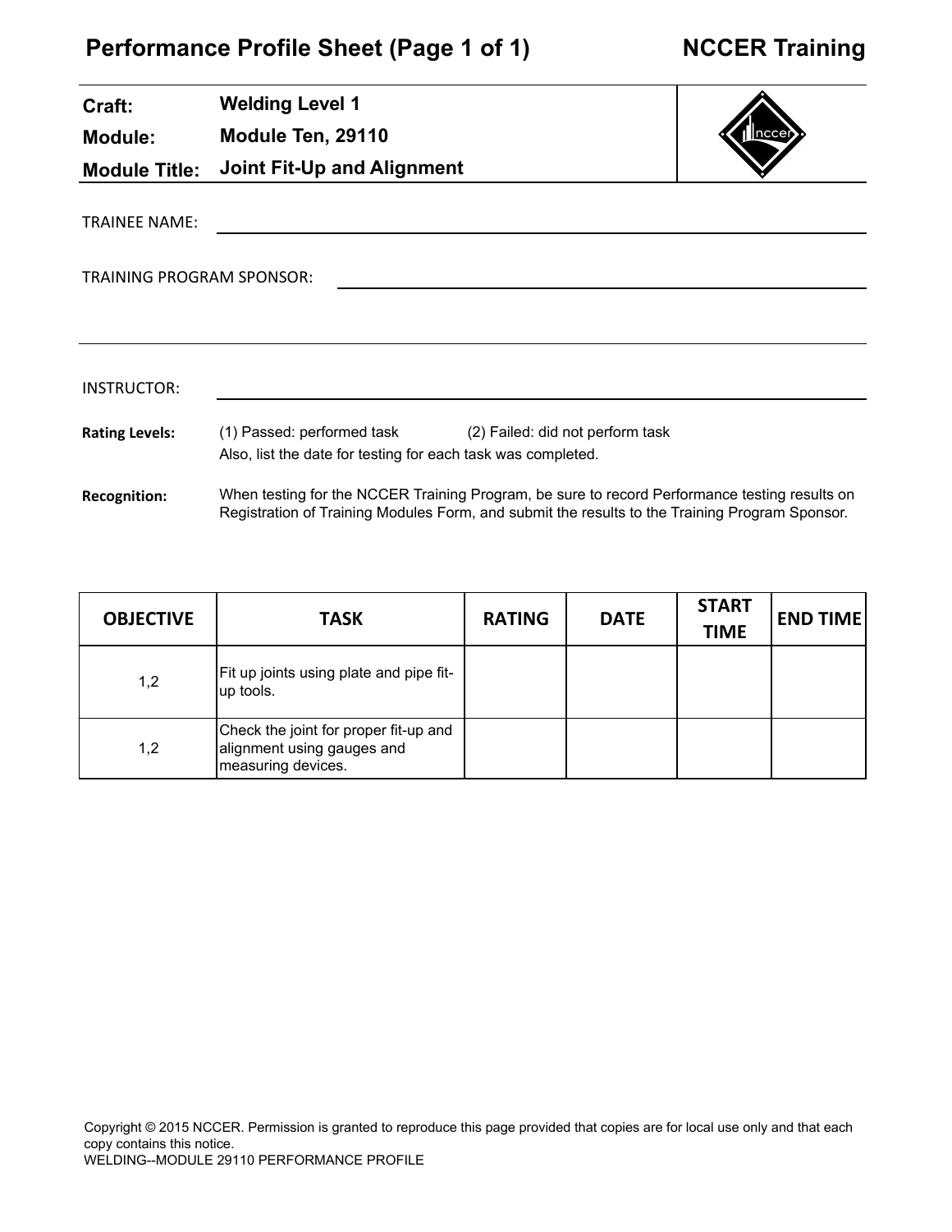# Performance Profile Sheet (Page 1 of 1)

**NCCER Training**

| | |
|---|---|
| **Craft:** | **Welding Level 1** |
| **Module:** | **Module Ten, 29110** |
| **Module Title:** | **Joint Fit-Up and Alignment** |

TRAINEE NAME: ______________________________

TRAINING PROGRAM SPONSOR: ______________________________

INSTRUCTOR: ______________________________

**Rating Levels:** (1) Passed: performed task (2) Failed: did not perform task
Also, list the date for testing for each task was completed.

**Recognition:** When testing for the NCCER Training Program, be sure to record Performance testing results on Registration of Training Modules Form, and submit the results to the Training Program Sponsor.

| OBJECTIVE | TASK | RATING | DATE | START TIME | END TIME |
|---|---|---|---|---|---|
| 1,2 | Fit up joints using plate and pipe fit-up tools. | | | | |
| 1,2 | Check the joint for proper fit-up and alignment using gauges and measuring devices. | | | | |

Copyright © 2015 NCCER. Permission is granted to reproduce this page provided that copies are for local use only and that each copy contains this notice.
WELDING--MODULE 29110 PERFORMANCE PROFILE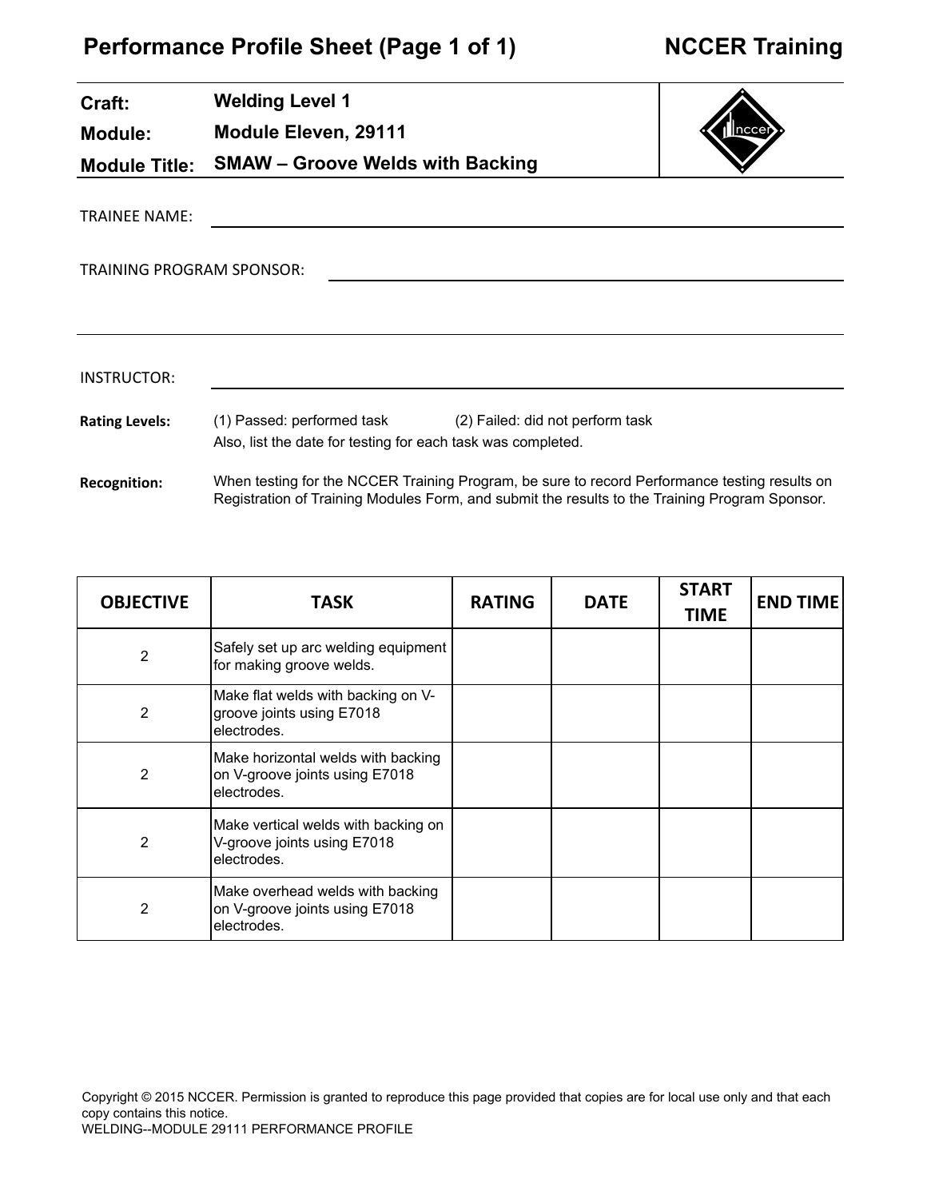# Performance Profile Sheet (Page 1 of 1) — NCCER Training

**Craft:** Welding Level 1
**Module:** Module Eleven, 29111
**Module Title:** SMAW – Groove Welds with Backing

TRAINEE NAME: ______________________________

TRAINING PROGRAM SPONSOR: ______________________________

INSTRUCTOR: ______________________________

**Rating Levels:** (1) Passed: performed task (2) Failed: did not perform task
Also, list the date for testing for each task was completed.

**Recognition:** When testing for the NCCER Training Program, be sure to record Performance testing results on Registration of Training Modules Form, and submit the results to the Training Program Sponsor.

| OBJECTIVE | TASK | RATING | DATE | START TIME | END TIME |
|---|---|---|---|---|---|
| 2 | Safely set up arc welding equipment for making groove welds. | | | | |
| 2 | Make flat welds with backing on V-groove joints using E7018 electrodes. | | | | |
| 2 | Make horizontal welds with backing on V-groove joints using E7018 electrodes. | | | | |
| 2 | Make vertical welds with backing on V-groove joints using E7018 electrodes. | | | | |
| 2 | Make overhead welds with backing on V-groove joints using E7018 electrodes. | | | | |

Copyright © 2015 NCCER. Permission is granted to reproduce this page provided that copies are for local use only and that each copy contains this notice.
WELDING--MODULE 29111 PERFORMANCE PROFILE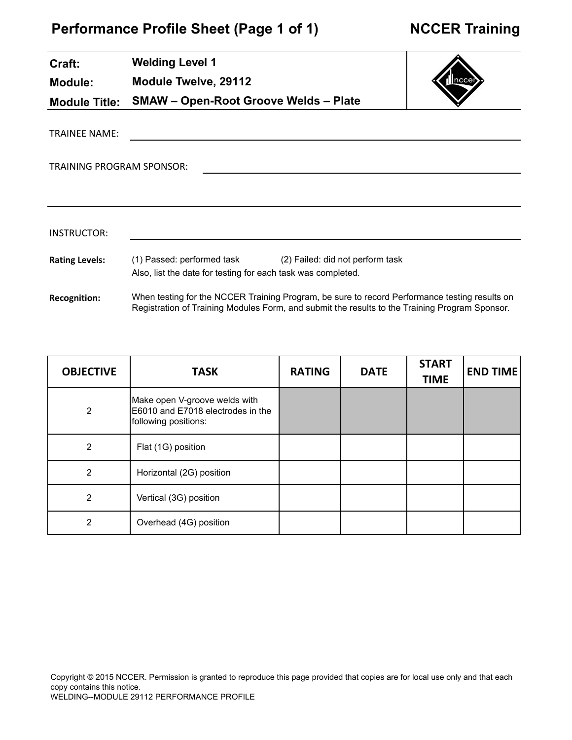# Performance Profile Sheet (Page 1 of 1) — NCCER Training

**Craft:** Welding Level 1

**Module:** Module Twelve, 29112

**Module Title:** SMAW – Open-Root Groove Welds – Plate

TRAINEE NAME: ______________________________

TRAINING PROGRAM SPONSOR: ______________________________

INSTRUCTOR: ______________________________

**Rating Levels:** (1) Passed: performed task (2) Failed: did not perform task
Also, list the date for testing for each task was completed.

**Recognition:** When testing for the NCCER Training Program, be sure to record Performance testing results on Registration of Training Modules Form, and submit the results to the Training Program Sponsor.

| OBJECTIVE | TASK | RATING | DATE | START TIME | END TIME |
|---|---|---|---|---|---|
| 2 | Make open V-groove welds with E6010 and E7018 electrodes in the following positions: | | | | |
| 2 | Flat (1G) position | | | | |
| 2 | Horizontal (2G) position | | | | |
| 2 | Vertical (3G) position | | | | |
| 2 | Overhead (4G) position | | | | |

Copyright © 2015 NCCER. Permission is granted to reproduce this page provided that copies are for local use only and that each copy contains this notice.
WELDING--MODULE 29112 PERFORMANCE PROFILE